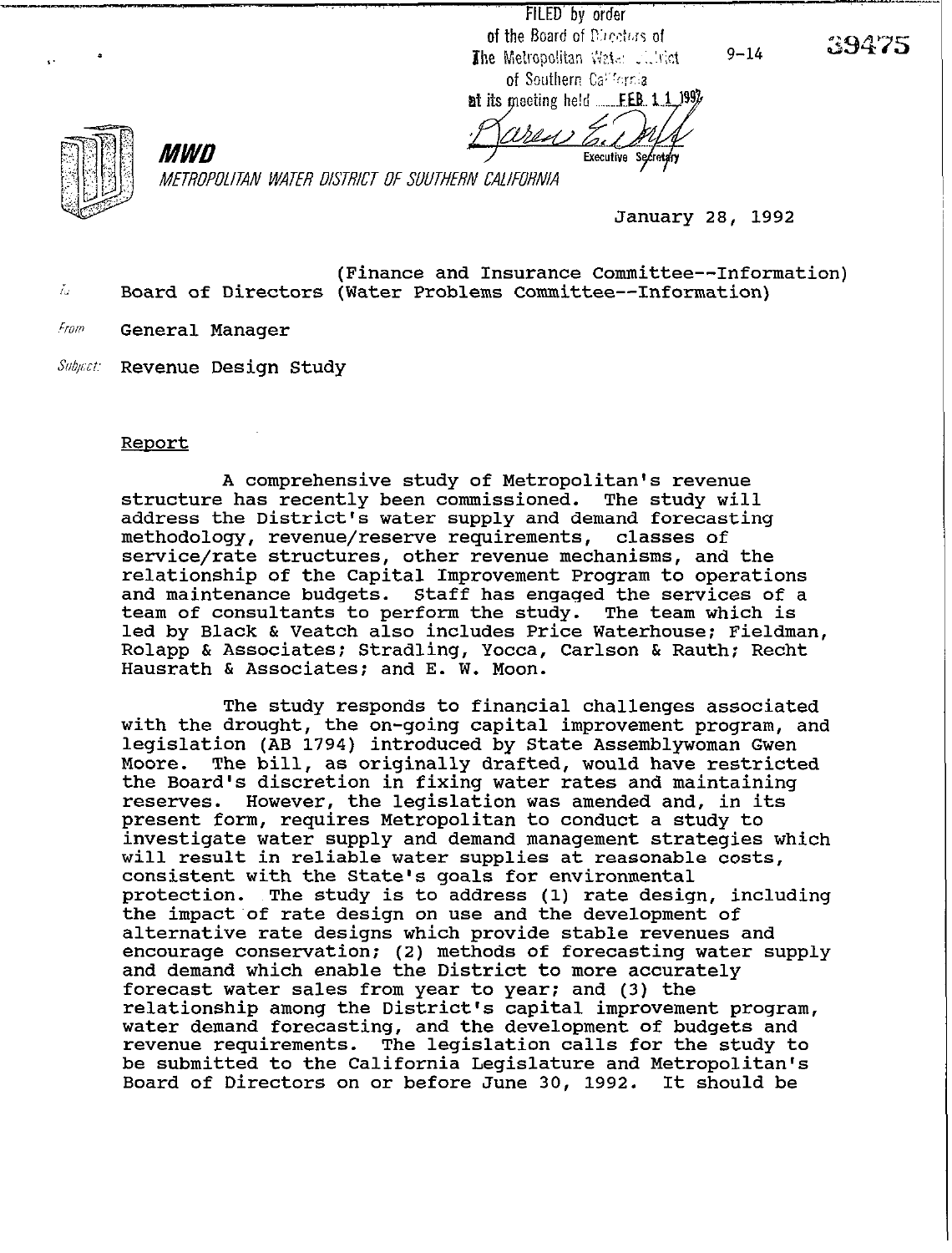FILED by order of the Board of Directors of The Metropolitan Water District of Southern California at its meeting held FEB. 11 1992

Executive Secretary

9-14

39475

**MWD**

*METROPOLITAN WATER DISTRICT OF SOUTHERN CALIFORNIA*

January 28, 1992

To: Board of Directors (Finance and Insurance Committee--Information) (Water Problems Committee--Information)

From: General Manager

Subject: Revenue Design Study

## Report

A comprehensive study of Metropolitan's revenue structure has recently been commissioned. The study will address the District's water supply and demand forecasting methodology, revenue/reserve requirements, classes of service/rate structures, other revenue mechanisms, and the relationship of the Capital Improvement Program to operations and maintenance budgets. Staff has engaged the services of a team of consultants to perform the study. The team which is led by Black & Veatch also includes Price Waterhouse; Fieldman, Rolapp & Associates; Stradling, Yocca, Carlson & Rauth; Recht Hausrath & Associates; and E. W. Moon.

The study responds to financial challenges associated with the drought, the on-going capital improvement program, and legislation (AB 1794) introduced by State Assemblywoman Gwen Moore. The bill, as originally drafted, would have restricted the Board's discretion in fixing water rates and maintaining reserves. However, the legislation was amended and, in its present form, requires Metropolitan to conduct a study to investigate water supply and demand management strategies which will result in reliable water supplies at reasonable costs, consistent with the State's goals for environmental protection. The study is to address (1) rate design, including the impact of rate design on use and the development of alternative rate designs which provide stable revenues and encourage conservation; (2) methods of forecasting water supply and demand which enable the District to more accurately forecast water sales from year to year; and (3) the relationship among the District's capital improvement program, water demand forecasting, and the development of budgets and revenue requirements. The legislation calls for the study to be submitted to the California Legislature and Metropolitan's Board of Directors on or before June 30, 1992. It should be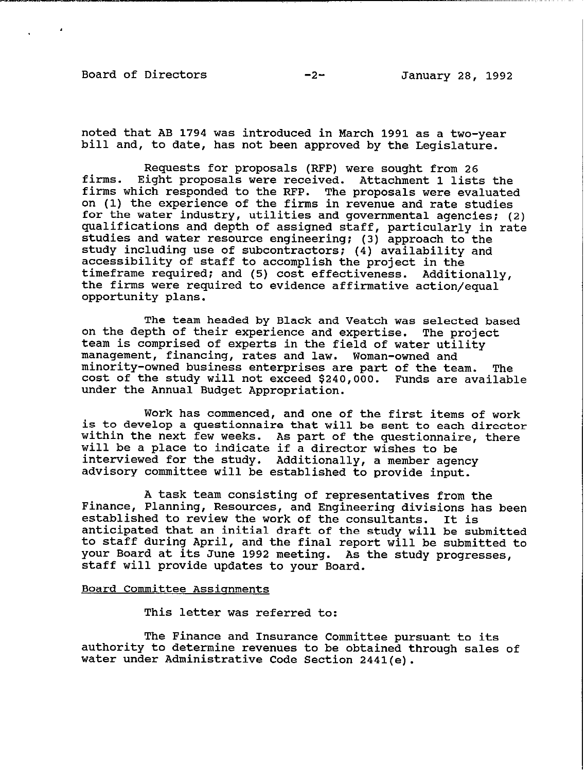noted that AB 1794 was introduced in March 1991 as a two-year bill and, to date, has not been approved by the Legislature.

Requests for proposals (RFP) were sought from 26 firms. Eight proposals were received. Attachment 1 lists the firms which responded to the RFP. The proposals were evaluated on (1) the experience of the firms in revenue and rate studies for the water industry, utilities and governmental agencies; (2) qualifications and depth of assigned staff, particularly in rate studies and water resource engineering; (3) approach to the study including use of subcontractors; (4) availability and accessibility of staff to accomplish the project in the timeframe required; and (5) cost effectiveness. Additionally, the firms were required to evidence affirmative action/equal opportunity plans.

The team headed by Black and Veatch was selected based on the depth of their experience and expertise. The project team is comprised of experts in the field of water utility management, financing, rates and law. Woman-owned and minority-owned business enterprises are part of the team. The cost of the study will not exceed $240,000. Funds are available under the Annual Budget Appropriation.

Work has commenced, and one of the first items of work is to develop a questionnaire that will be sent to each director within the next few weeks. As part of the questionnaire, there will be a place to indicate if a director wishes to be interviewed for the study. Additionally, a member agency advisory committee will be established to provide input.

A task team consisting of representatives from the Finance, Planning, Resources, and Engineering divisions has been established to review the work of the consultants. It is anticipated that an initial draft of the study will be submitted to staff during April, and the final report will be submitted to your Board at its June 1992 meeting. As the study progresses, staff will provide updates to your Board.

## Board Committee Assignments

This letter was referred to:

The Finance and Insurance Committee pursuant to its authority to determine revenues to be obtained through sales of water under Administrative Code Section 2441(e).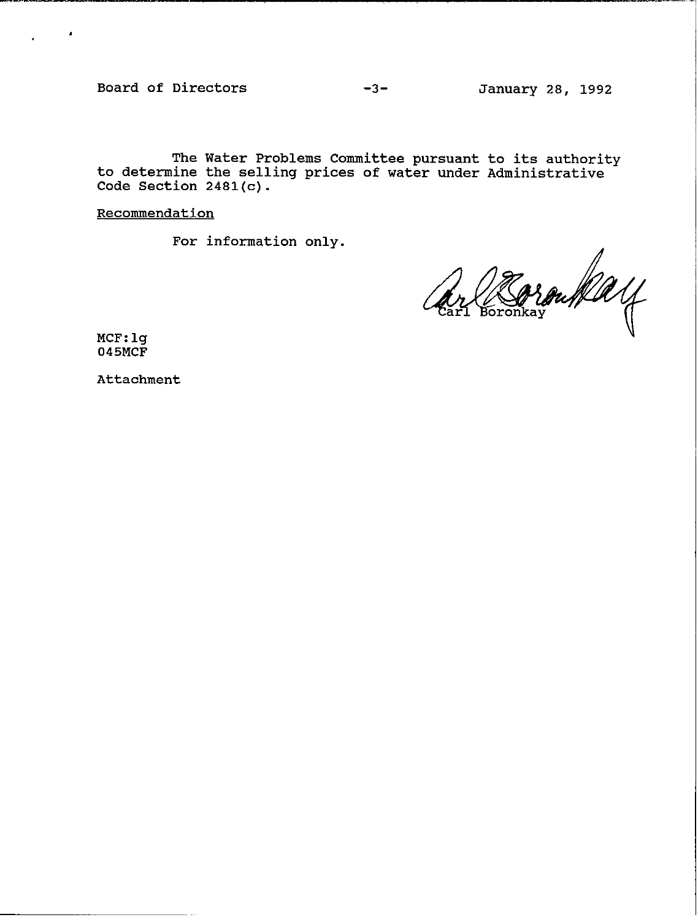The Water Problems Committee pursuant to its authority to determine the selling prices of water under Administrative Code Section 2481(c).

Recommendation

For information only.

Carl Boronkay

MCF:lg
045MCF

Attachment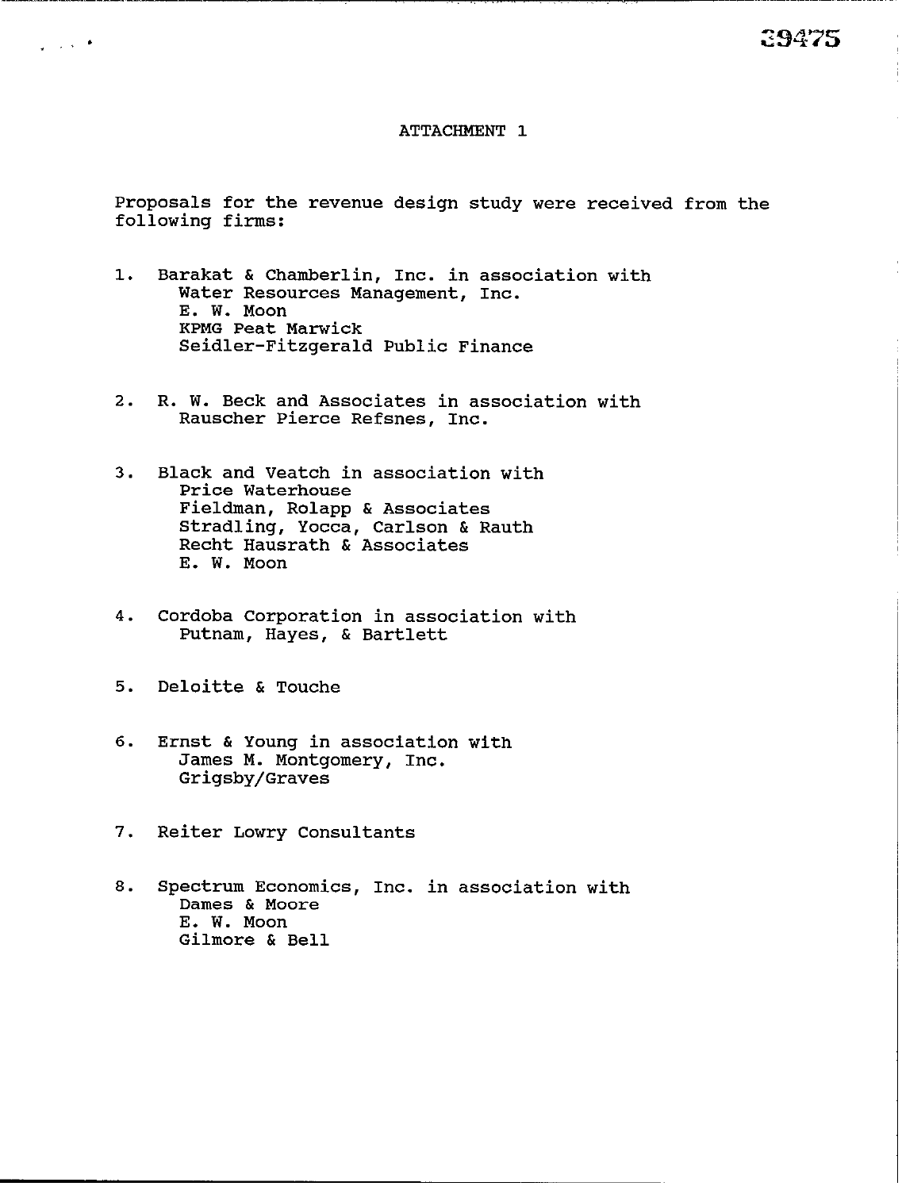# ATTACHMENT 1

Proposals for the revenue design study were received from the following firms:

1. Barakat & Chamberlin, Inc. in association with
   - Water Resources Management, Inc.
   - E. W. Moon
   - KPMG Peat Marwick
   - Seidler-Fitzgerald Public Finance

2. R. W. Beck and Associates in association with
   - Rauscher Pierce Refsnes, Inc.

3. Black and Veatch in association with
   - Price Waterhouse
   - Fieldman, Rolapp & Associates
   - Stradling, Yocca, Carlson & Rauth
   - Recht Hausrath & Associates
   - E. W. Moon

4. Cordoba Corporation in association with
   - Putnam, Hayes, & Bartlett

5. Deloitte & Touche

6. Ernst & Young in association with
   - James M. Montgomery, Inc.
   - Grigsby/Graves

7. Reiter Lowry Consultants

8. Spectrum Economics, Inc. in association with
   - Dames & Moore
   - E. W. Moon
   - Gilmore & Bell